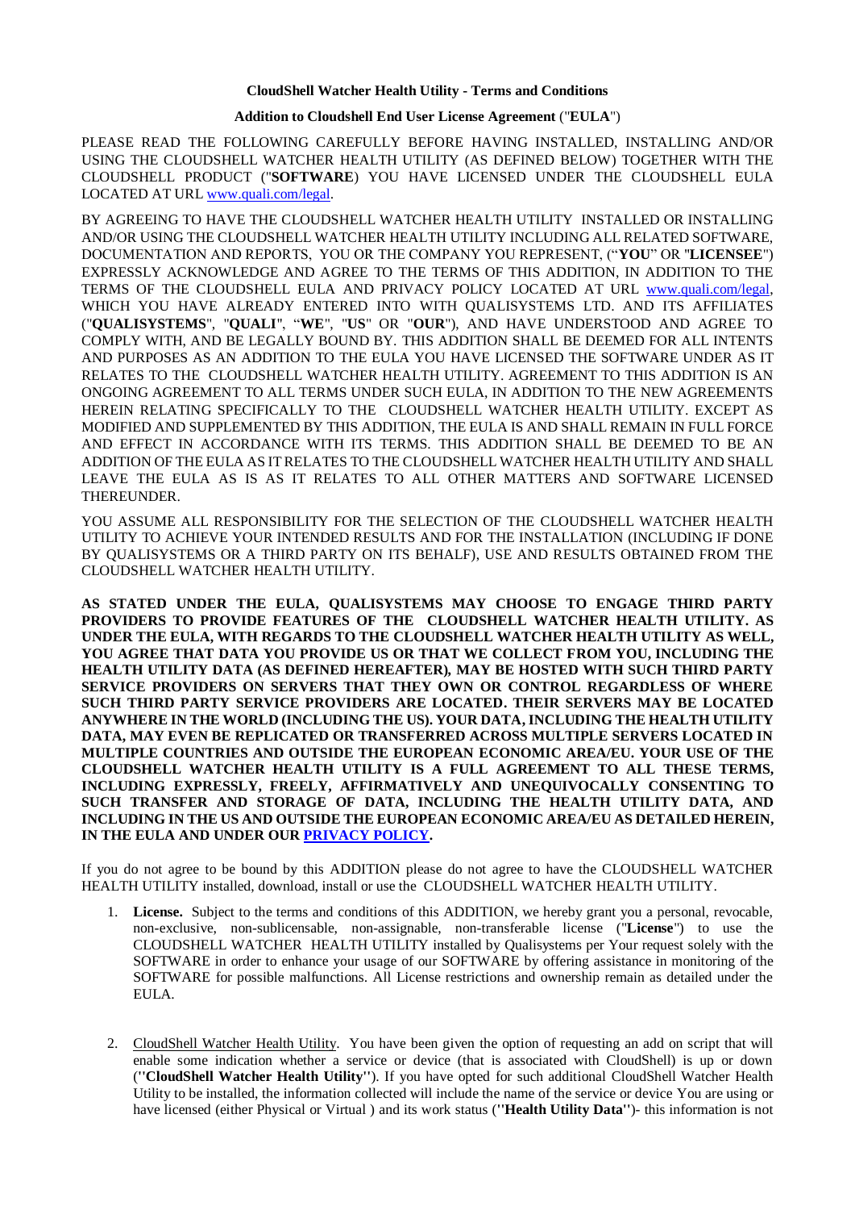**CloudShell Watcher Health Utility - Terms and Conditions**

**Addition to Cloudshell End User License Agreement ("EULA")**

PLEASE READ THE FOLLOWING CAREFULLY BEFORE HAVING INSTALLED, INSTALLING AND/OR USING THE CLOUDSHELL WATCHER HEALTH UTILITY (AS DEFINED BELOW) TOGETHER WITH THE CLOUDSHELL PRODUCT ("**SOFTWARE**) YOU HAVE LICENSED UNDER THE CLOUDSHELL EULA LOCATED AT URL [www.quali.com/legal](www.quali.com/legal).

BY AGREEING TO HAVE THE CLOUDSHELL WATCHER HEALTH UTILITY INSTALLED OR INSTALLING AND/OR USING THE CLOUDSHELL WATCHER HEALTH UTILITY INCLUDING ALL RELATED SOFTWARE, DOCUMENTATION AND REPORTS, YOU OR THE COMPANY YOU REPRESENT, ("**YOU**" OR "**LICENSEE**") EXPRESSLY ACKNOWLEDGE AND AGREE TO THE TERMS OF THIS ADDITION, IN ADDITION TO THE TERMS OF THE CLOUDSHELL EULA AND PRIVACY POLICY LOCATED AT URL [www.quali.com/legal](www.quali.com/legal), WHICH YOU HAVE ALREADY ENTERED INTO WITH QUALISYSTEMS LTD. AND ITS AFFILIATES ("**QUALISYSTEMS**", "**QUALI**", "**WE**", "**US**" OR "**OUR**"), AND HAVE UNDERSTOOD AND AGREE TO COMPLY WITH, AND BE LEGALLY BOUND BY. THIS ADDITION SHALL BE DEEMED FOR ALL INTENTS AND PURPOSES AS AN ADDITION TO THE EULA YOU HAVE LICENSED THE SOFTWARE UNDER AS IT RELATES TO THE CLOUDSHELL WATCHER HEALTH UTILITY. AGREEMENT TO THIS ADDITION IS AN ONGOING AGREEMENT TO ALL TERMS UNDER SUCH EULA, IN ADDITION TO THE NEW AGREEMENTS HEREIN RELATING SPECIFICALLY TO THE CLOUDSHELL WATCHER HEALTH UTILITY. EXCEPT AS MODIFIED AND SUPPLEMENTED BY THIS ADDITION, THE EULA IS AND SHALL REMAIN IN FULL FORCE AND EFFECT IN ACCORDANCE WITH ITS TERMS. THIS ADDITION SHALL BE DEEMED TO BE AN ADDITION OF THE EULA AS IT RELATES TO THE CLOUDSHELL WATCHER HEALTH UTILITY AND SHALL LEAVE THE EULA AS IS AS IT RELATES TO ALL OTHER MATTERS AND SOFTWARE LICENSED THEREUNDER.

YOU ASSUME ALL RESPONSIBILITY FOR THE SELECTION OF THE CLOUDSHELL WATCHER HEALTH UTILITY TO ACHIEVE YOUR INTENDED RESULTS AND FOR THE INSTALLATION (INCLUDING IF DONE BY QUALISYSTEMS OR A THIRD PARTY ON ITS BEHALF), USE AND RESULTS OBTAINED FROM THE CLOUDSHELL WATCHER HEALTH UTILITY.

**AS STATED UNDER THE EULA, QUALISYSTEMS MAY CHOOSE TO ENGAGE THIRD PARTY PROVIDERS TO PROVIDE FEATURES OF THE CLOUDSHELL WATCHER HEALTH UTILITY. AS UNDER THE EULA, WITH REGARDS TO THE CLOUDSHELL WATCHER HEALTH UTILITY AS WELL, YOU AGREE THAT DATA YOU PROVIDE US OR THAT WE COLLECT FROM YOU, INCLUDING THE HEALTH UTILITY DATA (AS DEFINED HEREAFTER), MAY BE HOSTED WITH SUCH THIRD PARTY SERVICE PROVIDERS ON SERVERS THAT THEY OWN OR CONTROL REGARDLESS OF WHERE SUCH THIRD PARTY SERVICE PROVIDERS ARE LOCATED. THEIR SERVERS MAY BE LOCATED ANYWHERE IN THE WORLD (INCLUDING THE US). YOUR DATA, INCLUDING THE HEALTH UTILITY DATA, MAY EVEN BE REPLICATED OR TRANSFERRED ACROSS MULTIPLE SERVERS LOCATED IN MULTIPLE COUNTRIES AND OUTSIDE THE EUROPEAN ECONOMIC AREA/EU. YOUR USE OF THE CLOUDSHELL WATCHER HEALTH UTILITY IS A FULL AGREEMENT TO ALL THESE TERMS, INCLUDING EXPRESSLY, FREELY, AFFIRMATIVELY AND UNEQUIVOCALLY CONSENTING TO SUCH TRANSFER AND STORAGE OF DATA, INCLUDING THE HEALTH UTILITY DATA, AND INCLUDING IN THE US AND OUTSIDE THE EUROPEAN ECONOMIC AREA/EU AS DETAILED HEREIN, IN THE EULA AND UNDER OUR PRIVACY POLICY.**

If you do not agree to be bound by this ADDITION please do not agree to have the CLOUDSHELL WATCHER HEALTH UTILITY installed, download, install or use the CLOUDSHELL WATCHER HEALTH UTILITY.

1. **License.** Subject to the terms and conditions of this ADDITION, we hereby grant you a personal, revocable, non-exclusive, non-sublicensable, non-assignable, non-transferable license ("**License**") to use the CLOUDSHELL WATCHER HEALTH UTILITY installed by Qualisystems per Your request solely with the SOFTWARE in order to enhance your usage of our SOFTWARE by offering assistance in monitoring of the SOFTWARE for possible malfunctions. All License restrictions and ownership remain as detailed under the EULA.

2. CloudShell Watcher Health Utility. You have been given the option of requesting an add on script that will enable some indication whether a service or device (that is associated with CloudShell) is up or down (**"CloudShell Watcher Health Utility"**). If you have opted for such additional CloudShell Watcher Health Utility to be installed, the information collected will include the name of the service or device You are using or have licensed (either Physical or Virtual ) and its work status (**"Health Utility Data"**)- this information is not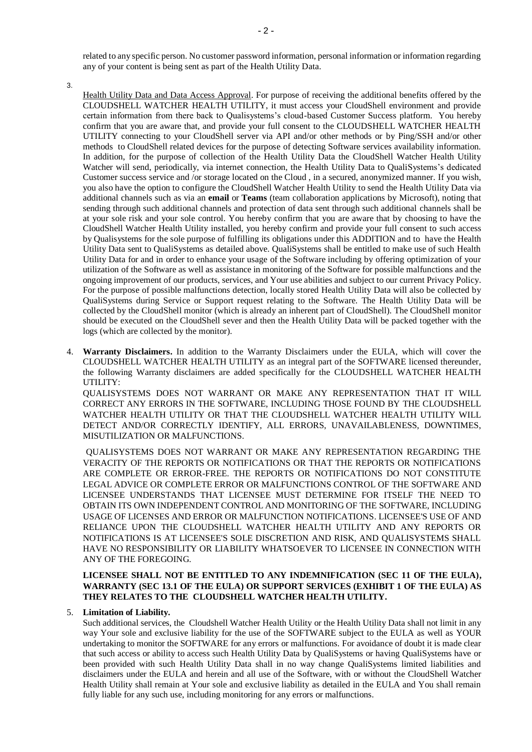related to any specific person. No customer password information, personal information or information regarding any of your content is being sent as part of the Health Utility Data.

3. Health Utility Data and Data Access Approval. For purpose of receiving the additional benefits offered by the CLOUDSHELL WATCHER HEALTH UTILITY, it must access your CloudShell environment and provide certain information from there back to Qualisystems's cloud-based Customer Success platform. You hereby confirm that you are aware that, and provide your full consent to the CLOUDSHELL WATCHER HEALTH UTILITY connecting to your CloudShell server via API and/or other methods or by Ping/SSH and/or other methods to CloudShell related devices for the purpose of detecting Software services availability information. In addition, for the purpose of collection of the Health Utility Data the CloudShell Watcher Health Utility Watcher will send, periodically, via internet connection, the Health Utility Data to QualiSystems's dedicated Customer success service and /or storage located on the Cloud , in a secured, anonymized manner. If you wish, you also have the option to configure the CloudShell Watcher Health Utility to send the Health Utility Data via additional channels such as via an **email** or **Teams** (team collaboration applications by Microsoft), noting that sending through such additional channels and protection of data sent through such additional channels shall be at your sole risk and your sole control. You hereby confirm that you are aware that by choosing to have the CloudShell Watcher Health Utility installed, you hereby confirm and provide your full consent to such access by Qualisystems for the sole purpose of fulfilling its obligations under this ADDITION and to have the Health Utility Data sent to QualiSystems as detailed above. QualiSystems shall be entitled to make use of such Health Utility Data for and in order to enhance your usage of the Software including by offering optimization of your utilization of the Software as well as assistance in monitoring of the Software for possible malfunctions and the ongoing improvement of our products, services, and Your use abilities and subject to our current Privacy Policy. For the purpose of possible malfunctions detection, locally stored Health Utility Data will also be collected by QualiSystems during Service or Support request relating to the Software. The Health Utility Data will be collected by the CloudShell monitor (which is already an inherent part of CloudShell). The CloudShell monitor should be executed on the CloudShell sever and then the Health Utility Data will be packed together with the logs (which are collected by the monitor).

4. **Warranty Disclaimers.** In addition to the Warranty Disclaimers under the EULA, which will cover the CLOUDSHELL WATCHER HEALTH UTILITY as an integral part of the SOFTWARE licensed thereunder, the following Warranty disclaimers are added specifically for the CLOUDSHELL WATCHER HEALTH UTILITY:

   QUALISYSTEMS DOES NOT WARRANT OR MAKE ANY REPRESENTATION THAT IT WILL CORRECT ANY ERRORS IN THE SOFTWARE, INCLUDING THOSE FOUND BY THE CLOUDSHELL WATCHER HEALTH UTILITY OR THAT THE CLOUDSHELL WATCHER HEALTH UTILITY WILL DETECT AND/OR CORRECTLY IDENTIFY, ALL ERRORS, UNAVAILABLENESS, DOWNTIMES, MISUTILIZATION OR MALFUNCTIONS.

   QUALISYSTEMS DOES NOT WARRANT OR MAKE ANY REPRESENTATION REGARDING THE VERACITY OF THE REPORTS OR NOTIFICATIONS OR THAT THE REPORTS OR NOTIFICATIONS ARE COMPLETE OR ERROR-FREE. THE REPORTS OR NOTIFICATIONS DO NOT CONSTITUTE LEGAL ADVICE OR COMPLETE ERROR OR MALFUNCTIONS CONTROL OF THE SOFTWARE AND LICENSEE UNDERSTANDS THAT LICENSEE MUST DETERMINE FOR ITSELF THE NEED TO OBTAIN ITS OWN INDEPENDENT CONTROL AND MONITORING OF THE SOFTWARE, INCLUDING USAGE OF LICENSES AND ERROR OR MALFUNCTION NOTIFICATIONS. LICENSEE'S USE OF AND RELIANCE UPON THE CLOUDSHELL WATCHER HEALTH UTILITY AND ANY REPORTS OR NOTIFICATIONS IS AT LICENSEE'S SOLE DISCRETION AND RISK, AND QUALISYSTEMS SHALL HAVE NO RESPONSIBILITY OR LIABILITY WHATSOEVER TO LICENSEE IN CONNECTION WITH ANY OF THE FOREGOING.

   **LICENSEE SHALL NOT BE ENTITLED TO ANY INDEMNIFICATION (SEC 11 OF THE EULA), WARRANTY (SEC 13.1 OF THE EULA) OR SUPPORT SERVICES (EXHIBIT 1 OF THE EULA) AS THEY RELATES TO THE CLOUDSHELL WATCHER HEALTH UTILITY.**

5. **Limitation of Liability.**

   Such additional services, the Cloudshell Watcher Health Utility or the Health Utility Data shall not limit in any way Your sole and exclusive liability for the use of the SOFTWARE subject to the EULA as well as YOUR undertaking to monitor the SOFTWARE for any errors or malfunctions. For avoidance of doubt it is made clear that such access or ability to access such Health Utility Data by QualiSystems or having QualiSystems have or been provided with such Health Utility Data shall in no way change QualiSystems limited liabilities and disclaimers under the EULA and herein and all use of the Software, with or without the CloudShell Watcher Health Utility shall remain at Your sole and exclusive liability as detailed in the EULA and You shall remain fully liable for any such use, including monitoring for any errors or malfunctions.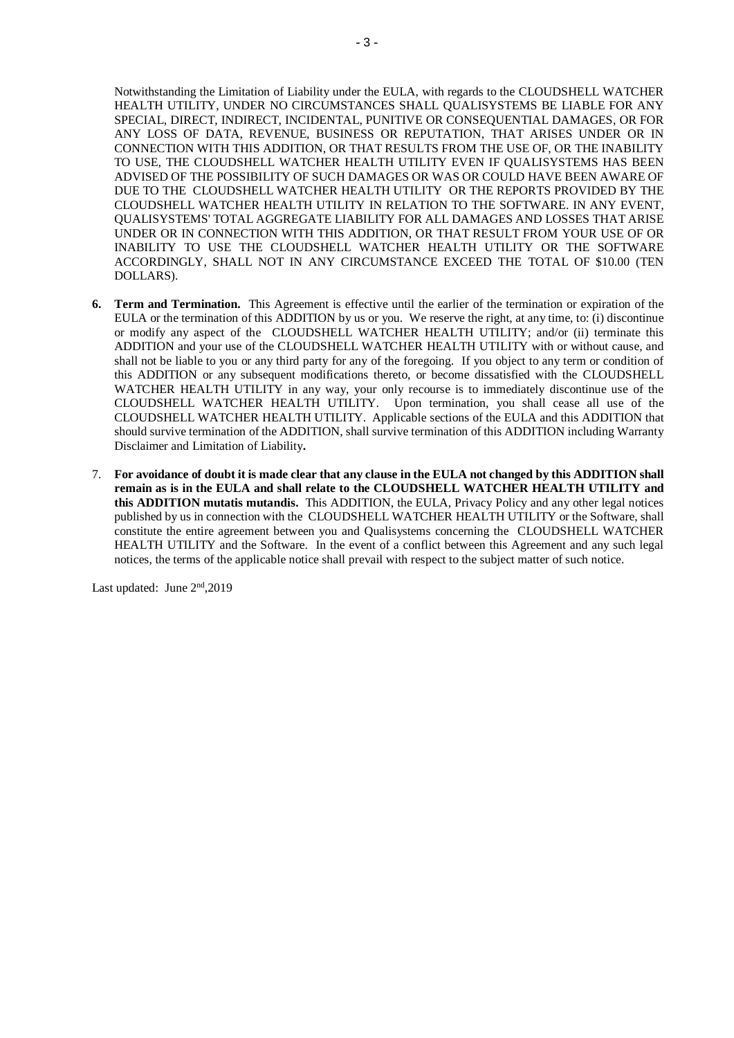Notwithstanding the Limitation of Liability under the EULA, with regards to the CLOUDSHELL WATCHER HEALTH UTILITY, UNDER NO CIRCUMSTANCES SHALL QUALISYSTEMS BE LIABLE FOR ANY SPECIAL, DIRECT, INDIRECT, INCIDENTAL, PUNITIVE OR CONSEQUENTIAL DAMAGES, OR FOR ANY LOSS OF DATA, REVENUE, BUSINESS OR REPUTATION, THAT ARISES UNDER OR IN CONNECTION WITH THIS ADDITION, OR THAT RESULTS FROM THE USE OF, OR THE INABILITY TO USE, THE CLOUDSHELL WATCHER HEALTH UTILITY EVEN IF QUALISYSTEMS HAS BEEN ADVISED OF THE POSSIBILITY OF SUCH DAMAGES OR WAS OR COULD HAVE BEEN AWARE OF DUE TO THE CLOUDSHELL WATCHER HEALTH UTILITY OR THE REPORTS PROVIDED BY THE CLOUDSHELL WATCHER HEALTH UTILITY IN RELATION TO THE SOFTWARE. IN ANY EVENT, QUALISYSTEMS' TOTAL AGGREGATE LIABILITY FOR ALL DAMAGES AND LOSSES THAT ARISE UNDER OR IN CONNECTION WITH THIS ADDITION, OR THAT RESULT FROM YOUR USE OF OR INABILITY TO USE THE CLOUDSHELL WATCHER HEALTH UTILITY OR THE SOFTWARE ACCORDINGLY, SHALL NOT IN ANY CIRCUMSTANCE EXCEED THE TOTAL OF $10.00 (TEN DOLLARS).

6. **Term and Termination.** This Agreement is effective until the earlier of the termination or expiration of the EULA or the termination of this ADDITION by us or you. We reserve the right, at any time, to: (i) discontinue or modify any aspect of the CLOUDSHELL WATCHER HEALTH UTILITY; and/or (ii) terminate this ADDITION and your use of the CLOUDSHELL WATCHER HEALTH UTILITY with or without cause, and shall not be liable to you or any third party for any of the foregoing. If you object to any term or condition of this ADDITION or any subsequent modifications thereto, or become dissatisfied with the CLOUDSHELL WATCHER HEALTH UTILITY in any way, your only recourse is to immediately discontinue use of the CLOUDSHELL WATCHER HEALTH UTILITY. Upon termination, you shall cease all use of the CLOUDSHELL WATCHER HEALTH UTILITY. Applicable sections of the EULA and this ADDITION that should survive termination of the ADDITION, shall survive termination of this ADDITION including Warranty Disclaimer and Limitation of Liability**.**

7. **For avoidance of doubt it is made clear that any clause in the EULA not changed by this ADDITION shall remain as is in the EULA and shall relate to the CLOUDSHELL WATCHER HEALTH UTILITY and this ADDITION mutatis mutandis.** This ADDITION, the EULA, Privacy Policy and any other legal notices published by us in connection with the CLOUDSHELL WATCHER HEALTH UTILITY or the Software, shall constitute the entire agreement between you and Qualisystems concerning the CLOUDSHELL WATCHER HEALTH UTILITY and the Software. In the event of a conflict between this Agreement and any such legal notices, the terms of the applicable notice shall prevail with respect to the subject matter of such notice.

Last updated: June 2nd,2019